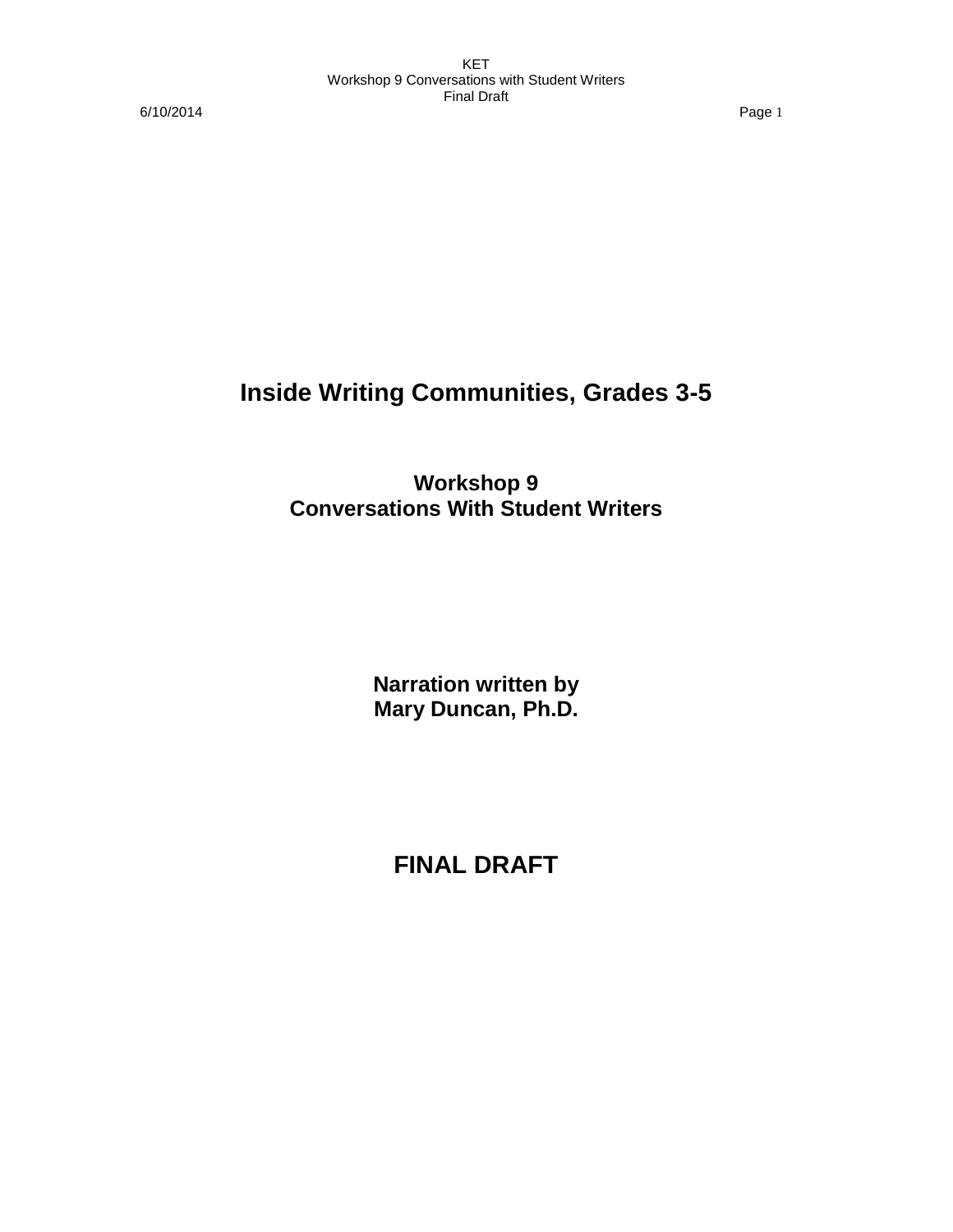# Inside Writing Communities, Grades 3-5

## Workshop 9
## Conversations With Student Writers

**Narration written by**
**Mary Duncan, Ph.D.**

## FINAL DRAFT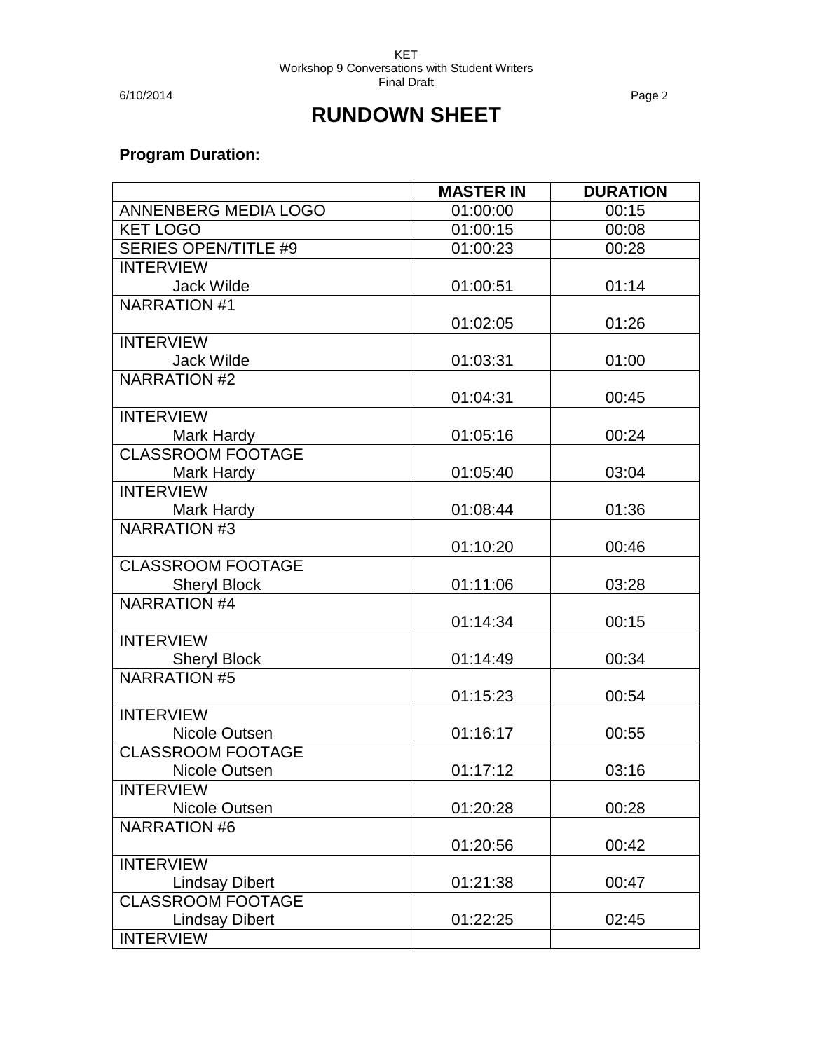# RUNDOWN SHEET

**Program Duration:**

| | MASTER IN | DURATION |
|---|---|---|
| ANNENBERG MEDIA LOGO | 01:00:00 | 00:15 |
| KET LOGO | 01:00:15 | 00:08 |
| SERIES OPEN/TITLE #9 | 01:00:23 | 00:28 |
| INTERVIEW<br>Jack Wilde | 01:00:51 | 01:14 |
| NARRATION #1 | 01:02:05 | 01:26 |
| INTERVIEW<br>Jack Wilde | 01:03:31 | 01:00 |
| NARRATION #2 | 01:04:31 | 00:45 |
| INTERVIEW<br>Mark Hardy | 01:05:16 | 00:24 |
| CLASSROOM FOOTAGE<br>Mark Hardy | 01:05:40 | 03:04 |
| INTERVIEW<br>Mark Hardy | 01:08:44 | 01:36 |
| NARRATION #3 | 01:10:20 | 00:46 |
| CLASSROOM FOOTAGE<br>Sheryl Block | 01:11:06 | 03:28 |
| NARRATION #4 | 01:14:34 | 00:15 |
| INTERVIEW<br>Sheryl Block | 01:14:49 | 00:34 |
| NARRATION #5 | 01:15:23 | 00:54 |
| INTERVIEW<br>Nicole Outsen | 01:16:17 | 00:55 |
| CLASSROOM FOOTAGE<br>Nicole Outsen | 01:17:12 | 03:16 |
| INTERVIEW<br>Nicole Outsen | 01:20:28 | 00:28 |
| NARRATION #6 | 01:20:56 | 00:42 |
| INTERVIEW<br>Lindsay Dibert | 01:21:38 | 00:47 |
| CLASSROOM FOOTAGE<br>Lindsay Dibert | 01:22:25 | 02:45 |
| INTERVIEW | | |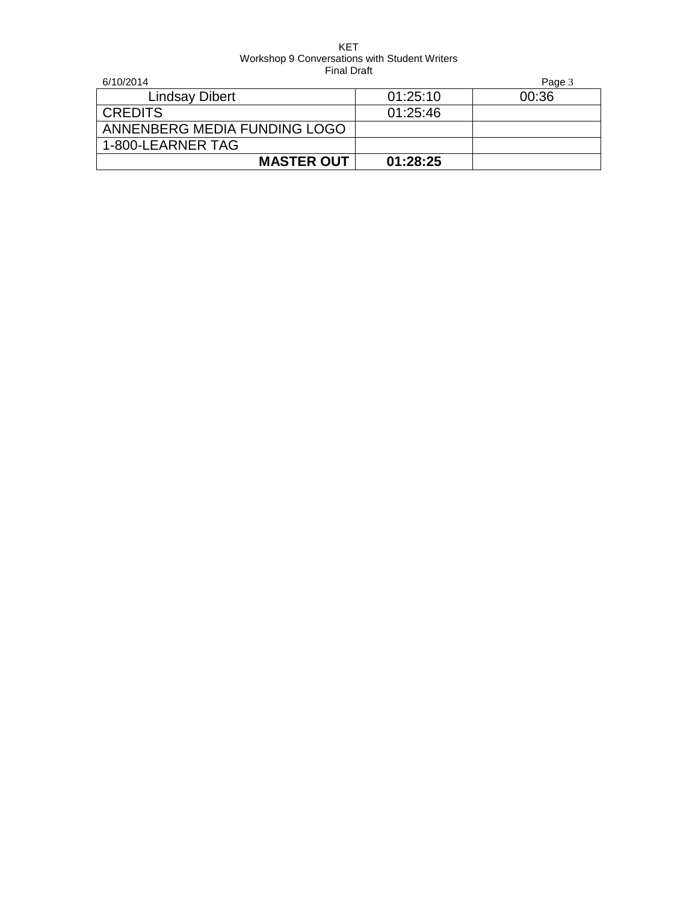| Lindsay Dibert | 01:25:10 | 00:36 |
| --- | --- | --- |
| CREDITS | 01:25:46 | |
| ANNENBERG MEDIA FUNDING LOGO | | |
| 1-800-LEARNER TAG | | |
| **MASTER OUT** | **01:28:25** | |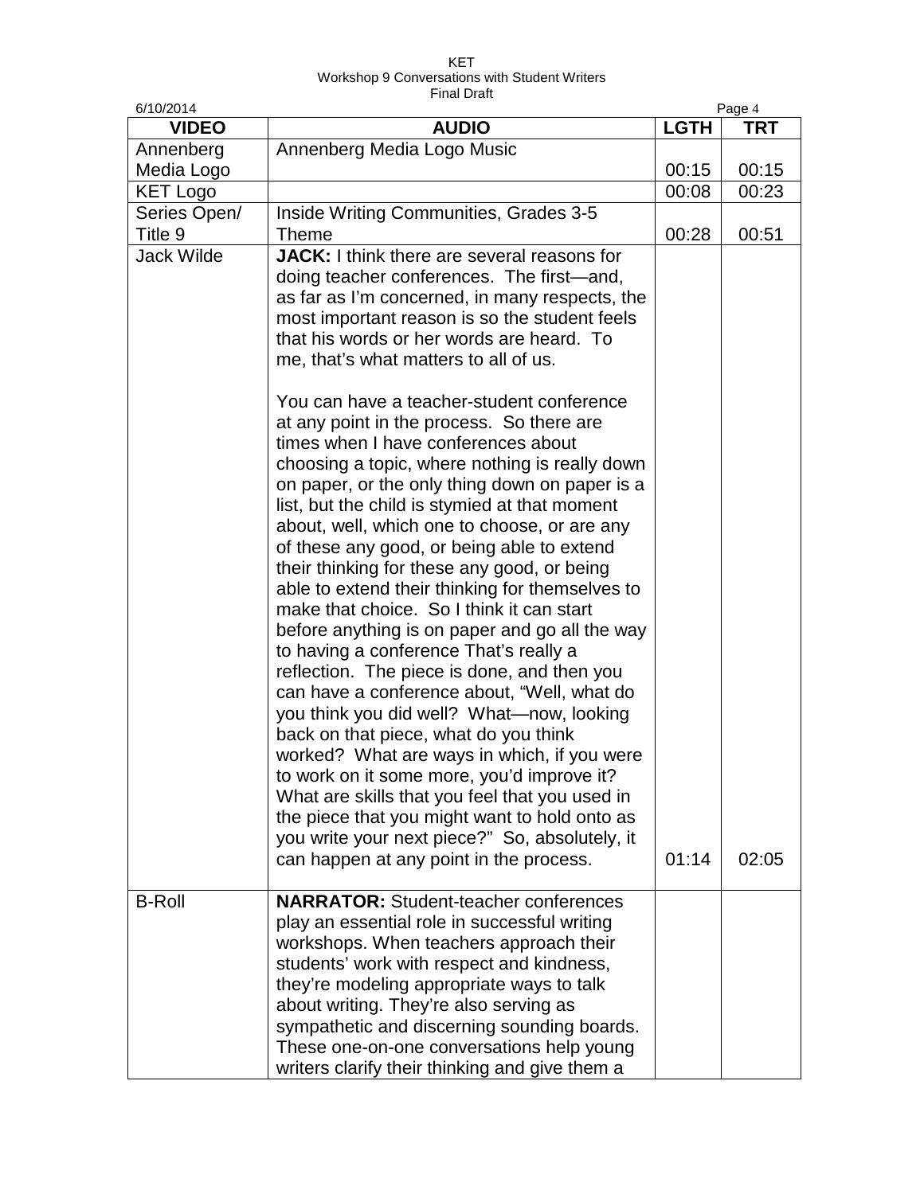| VIDEO | AUDIO | LGTH | TRT |
|---|---|---|---|
| Annenberg Media Logo | Annenberg Media Logo Music | 00:15 | 00:15 |
| KET Logo | | 00:08 | 00:23 |
| Series Open/ Title 9 | Inside Writing Communities, Grades 3-5 Theme | 00:28 | 00:51 |
| Jack Wilde | **JACK:** I think there are several reasons for doing teacher conferences. The first—and, as far as I'm concerned, in many respects, the most important reason is so the student feels that his words or her words are heard. To me, that's what matters to all of us.<br><br>You can have a teacher-student conference at any point in the process. So there are times when I have conferences about choosing a topic, where nothing is really down on paper, or the only thing down on paper is a list, but the child is stymied at that moment about, well, which one to choose, or are any of these any good, or being able to extend their thinking for these any good, or being able to extend their thinking for themselves to make that choice. So I think it can start before anything is on paper and go all the way to having a conference That's really a reflection. The piece is done, and then you can have a conference about, "Well, what do you think you did well? What—now, looking back on that piece, what do you think worked? What are ways in which, if you were to work on it some more, you'd improve it? What are skills that you feel that you used in the piece that you might want to hold onto as you write your next piece?" So, absolutely, it can happen at any point in the process. | 01:14 | 02:05 |
| B-Roll | **NARRATOR:** Student-teacher conferences play an essential role in successful writing workshops. When teachers approach their students' work with respect and kindness, they're modeling appropriate ways to talk about writing. They're also serving as sympathetic and discerning sounding boards. These one-on-one conversations help young writers clarify their thinking and give them a | | |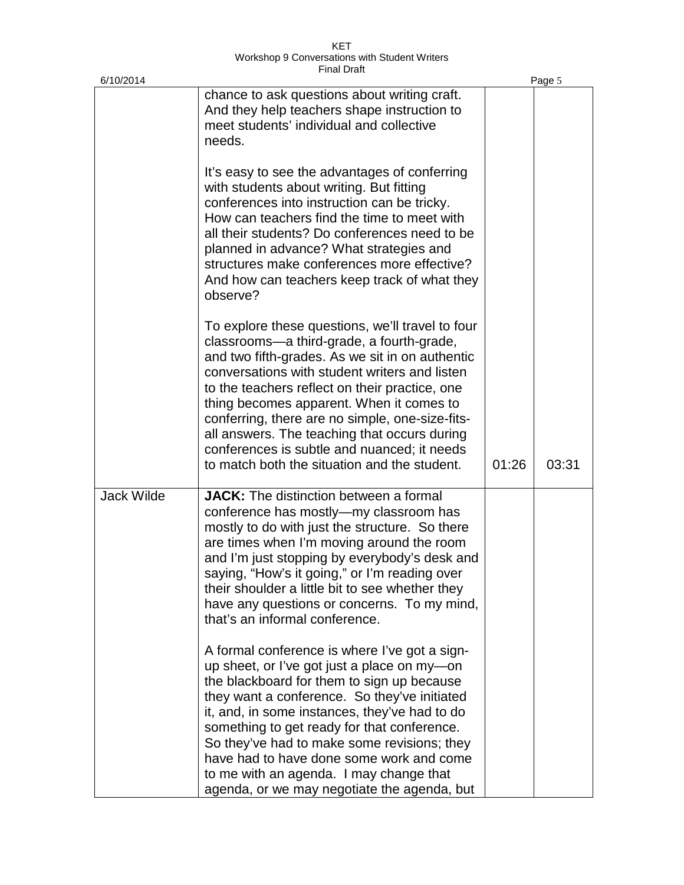| | | | |
|---|---|---|---|
| | chance to ask questions about writing craft. And they help teachers shape instruction to meet students' individual and collective needs.<br><br>It's easy to see the advantages of conferring with students about writing. But fitting conferences into instruction can be tricky. How can teachers find the time to meet with all their students? Do conferences need to be planned in advance? What strategies and structures make conferences more effective? And how can teachers keep track of what they observe?<br><br>To explore these questions, we'll travel to four classrooms—a third-grade, a fourth-grade, and two fifth-grades. As we sit in on authentic conversations with student writers and listen to the teachers reflect on their practice, one thing becomes apparent. When it comes to conferring, there are no simple, one-size-fits-all answers. The teaching that occurs during conferences is subtle and nuanced; it needs to match both the situation and the student. | 01:26 | 03:31 |
| Jack Wilde | **JACK:** The distinction between a formal conference has mostly—my classroom has mostly to do with just the structure. So there are times when I'm moving around the room and I'm just stopping by everybody's desk and saying, "How's it going," or I'm reading over their shoulder a little bit to see whether they have any questions or concerns. To my mind, that's an informal conference.<br><br>A formal conference is where I've got a sign-up sheet, or I've got just a place on my—on the blackboard for them to sign up because they want a conference. So they've initiated it, and, in some instances, they've had to do something to get ready for that conference. So they've had to make some revisions; they have had to have done some work and come to me with an agenda. I may change that agenda, or we may negotiate the agenda, but | | |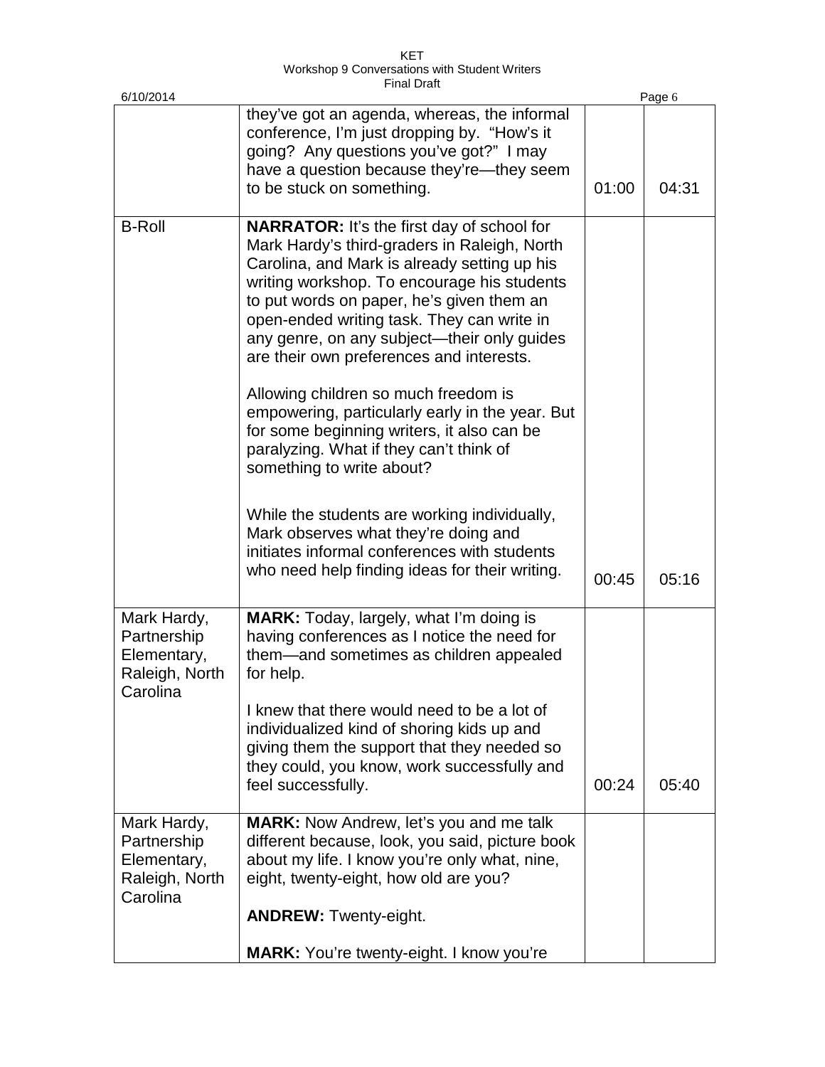| | | | |
|---|---|---|---|
| | they've got an agenda, whereas, the informal conference, I'm just dropping by. "How's it going? Any questions you've got?" I may have a question because they're—they seem to be stuck on something. | 01:00 | 04:31 |
| B-Roll | **NARRATOR:** It's the first day of school for Mark Hardy's third-graders in Raleigh, North Carolina, and Mark is already setting up his writing workshop. To encourage his students to put words on paper, he's given them an open-ended writing task. They can write in any genre, on any subject—their only guides are their own preferences and interests.<br><br>Allowing children so much freedom is empowering, particularly early in the year. But for some beginning writers, it also can be paralyzing. What if they can't think of something to write about?<br><br>While the students are working individually, Mark observes what they're doing and initiates informal conferences with students who need help finding ideas for their writing. | 00:45 | 05:16 |
| Mark Hardy, Partnership Elementary, Raleigh, North Carolina | **MARK:** Today, largely, what I'm doing is having conferences as I notice the need for them—and sometimes as children appealed for help.<br><br>I knew that there would need to be a lot of individualized kind of shoring kids up and giving them the support that they needed so they could, you know, work successfully and feel successfully. | 00:24 | 05:40 |
| Mark Hardy, Partnership Elementary, Raleigh, North Carolina | **MARK:** Now Andrew, let's you and me talk different because, look, you said, picture book about my life. I know you're only what, nine, eight, twenty-eight, how old are you?<br><br>**ANDREW:** Twenty-eight.<br><br>**MARK:** You're twenty-eight. I know you're | | |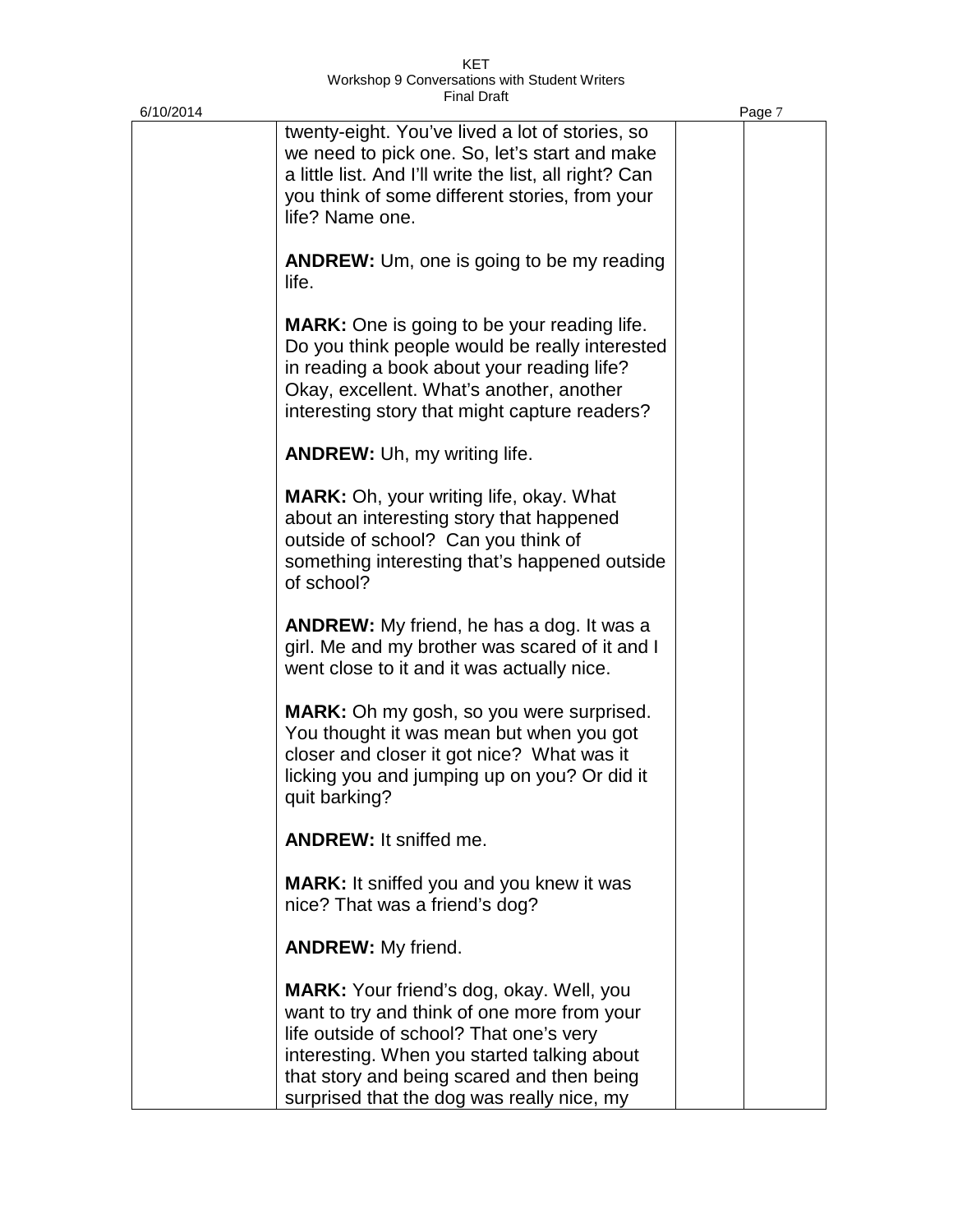twenty-eight. You've lived a lot of stories, so we need to pick one. So, let's start and make a little list. And I'll write the list, all right? Can you think of some different stories, from your life? Name one.

**ANDREW:** Um, one is going to be my reading life.

**MARK:** One is going to be your reading life. Do you think people would be really interested in reading a book about your reading life? Okay, excellent. What's another, another interesting story that might capture readers?

**ANDREW:** Uh, my writing life.

**MARK:** Oh, your writing life, okay. What about an interesting story that happened outside of school? Can you think of something interesting that's happened outside of school?

**ANDREW:** My friend, he has a dog. It was a girl. Me and my brother was scared of it and I went close to it and it was actually nice.

**MARK:** Oh my gosh, so you were surprised. You thought it was mean but when you got closer and closer it got nice? What was it licking you and jumping up on you? Or did it quit barking?

**ANDREW:** It sniffed me.

**MARK:** It sniffed you and you knew it was nice? That was a friend's dog?

**ANDREW:** My friend.

**MARK:** Your friend's dog, okay. Well, you want to try and think of one more from your life outside of school? That one's very interesting. When you started talking about that story and being scared and then being surprised that the dog was really nice, my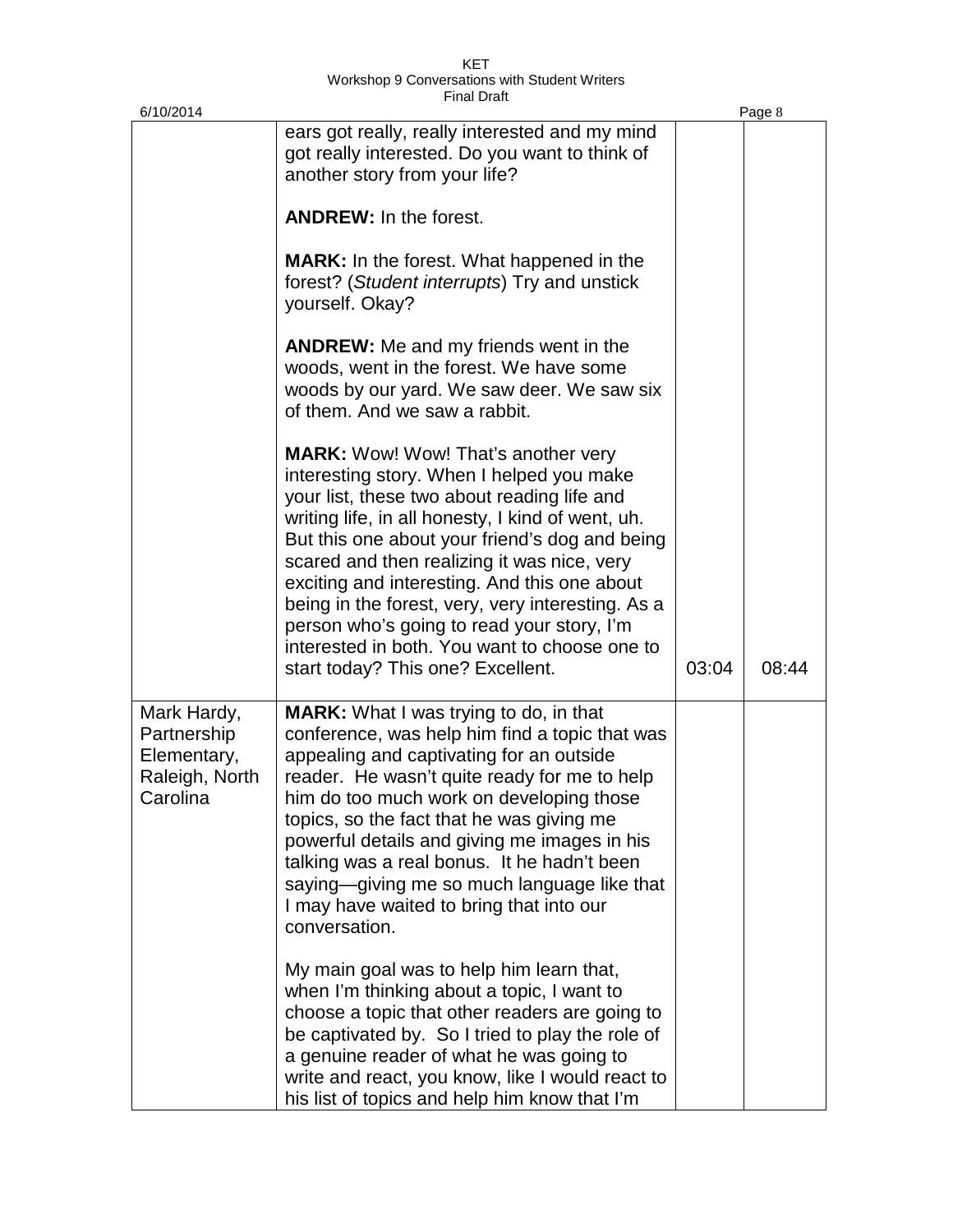| | | | |
|---|---|---|---|
| | ears got really, really interested and my mind got really interested. Do you want to think of another story from your life?<br><br>**ANDREW:** In the forest.<br><br>**MARK:** In the forest. What happened in the forest? (*Student interrupts*) Try and unstick yourself. Okay?<br><br>**ANDREW:** Me and my friends went in the woods, went in the forest. We have some woods by our yard. We saw deer. We saw six of them. And we saw a rabbit.<br><br>**MARK:** Wow! Wow! That's another very interesting story. When I helped you make your list, these two about reading life and writing life, in all honesty, I kind of went, uh. But this one about your friend's dog and being scared and then realizing it was nice, very exciting and interesting. And this one about being in the forest, very, very interesting. As a person who's going to read your story, I'm interested in both. You want to choose one to start today? This one? Excellent. | 03:04 | 08:44 |
| Mark Hardy, Partnership Elementary, Raleigh, North Carolina | **MARK:** What I was trying to do, in that conference, was help him find a topic that was appealing and captivating for an outside reader. He wasn't quite ready for me to help him do too much work on developing those topics, so the fact that he was giving me powerful details and giving me images in his talking was a real bonus. It he hadn't been saying—giving me so much language like that I may have waited to bring that into our conversation.<br><br>My main goal was to help him learn that, when I'm thinking about a topic, I want to choose a topic that other readers are going to be captivated by. So I tried to play the role of a genuine reader of what he was going to write and react, you know, like I would react to his list of topics and help him know that I'm | | |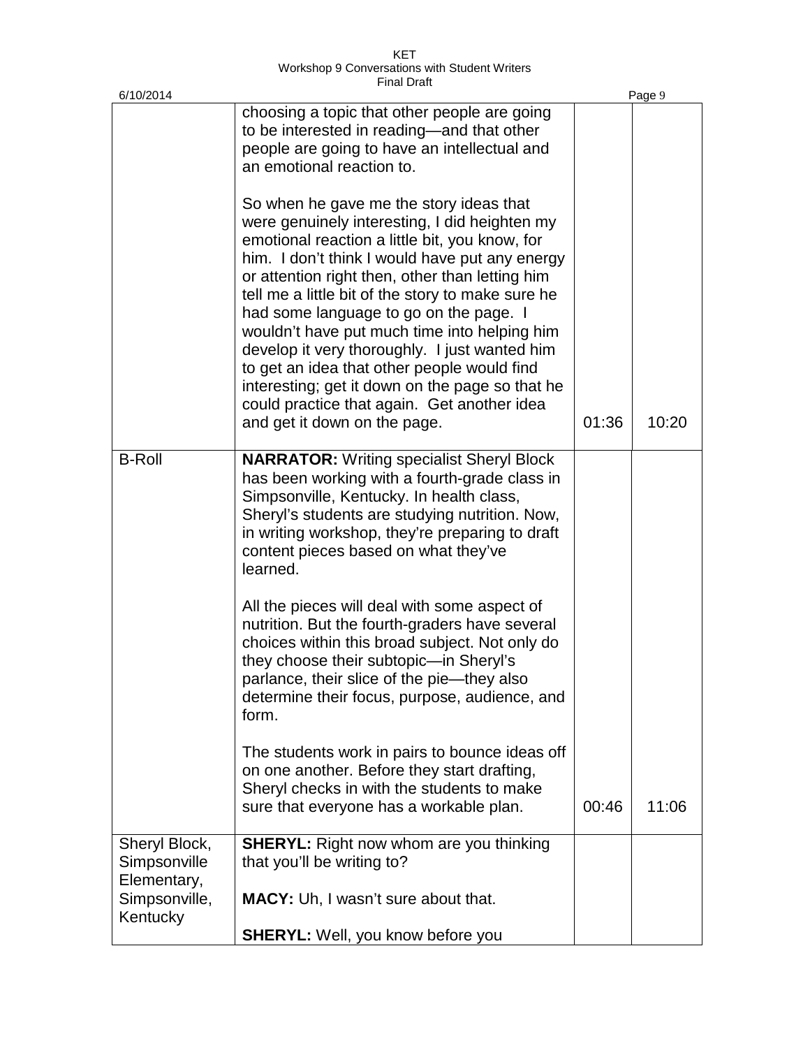| | | | |
|---|---|---|---|
| | choosing a topic that other people are going to be interested in reading—and that other people are going to have an intellectual and an emotional reaction to.<br><br>So when he gave me the story ideas that were genuinely interesting, I did heighten my emotional reaction a little bit, you know, for him. I don't think I would have put any energy or attention right then, other than letting him tell me a little bit of the story to make sure he had some language to go on the page. I wouldn't have put much time into helping him develop it very thoroughly. I just wanted him to get an idea that other people would find interesting; get it down on the page so that he could practice that again. Get another idea and get it down on the page. | 01:36 | 10:20 |
| B-Roll | **NARRATOR:** Writing specialist Sheryl Block has been working with a fourth-grade class in Simpsonville, Kentucky. In health class, Sheryl's students are studying nutrition. Now, in writing workshop, they're preparing to draft content pieces based on what they've learned.<br><br>All the pieces will deal with some aspect of nutrition. But the fourth-graders have several choices within this broad subject. Not only do they choose their subtopic—in Sheryl's parlance, their slice of the pie—they also determine their focus, purpose, audience, and form.<br><br>The students work in pairs to bounce ideas off on one another. Before they start drafting, Sheryl checks in with the students to make sure that everyone has a workable plan. | 00:46 | 11:06 |
| Sheryl Block, Simpsonville Elementary, Simpsonville, Kentucky | **SHERYL:** Right now whom are you thinking that you'll be writing to?<br><br>**MACY:** Uh, I wasn't sure about that.<br><br>**SHERYL:** Well, you know before you | | |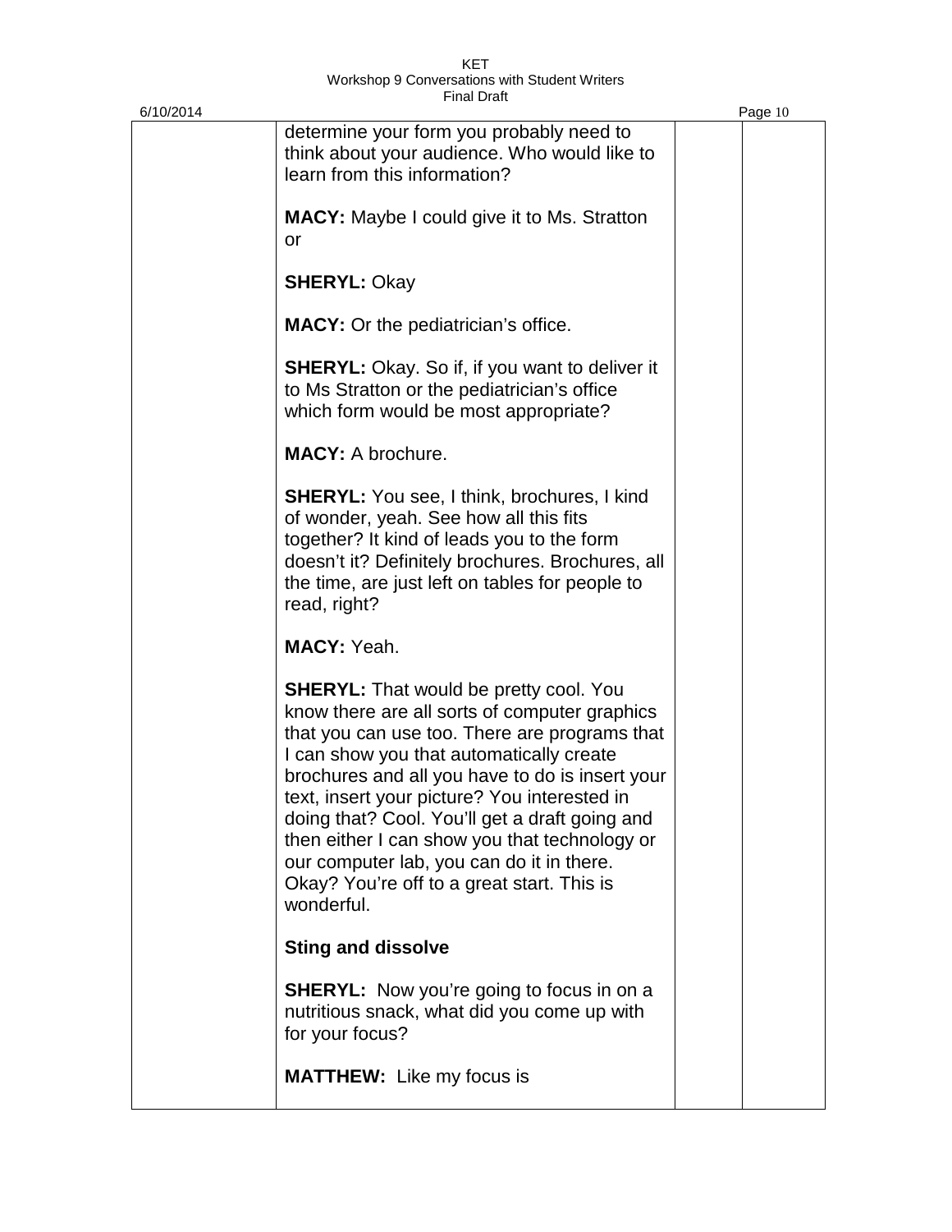determine your form you probably need to think about your audience. Who would like to learn from this information?

**MACY:** Maybe I could give it to Ms. Stratton or

**SHERYL:** Okay

**MACY:** Or the pediatrician's office.

**SHERYL:** Okay. So if, if you want to deliver it to Ms Stratton or the pediatrician's office which form would be most appropriate?

**MACY:** A brochure.

**SHERYL:** You see, I think, brochures, I kind of wonder, yeah. See how all this fits together? It kind of leads you to the form doesn't it? Definitely brochures. Brochures, all the time, are just left on tables for people to read, right?

**MACY:** Yeah.

**SHERYL:** That would be pretty cool. You know there are all sorts of computer graphics that you can use too. There are programs that I can show you that automatically create brochures and all you have to do is insert your text, insert your picture? You interested in doing that? Cool. You'll get a draft going and then either I can show you that technology or our computer lab, you can do it in there. Okay? You're off to a great start. This is wonderful.

**Sting and dissolve**

**SHERYL:** Now you're going to focus in on a nutritious snack, what did you come up with for your focus?

**MATTHEW:** Like my focus is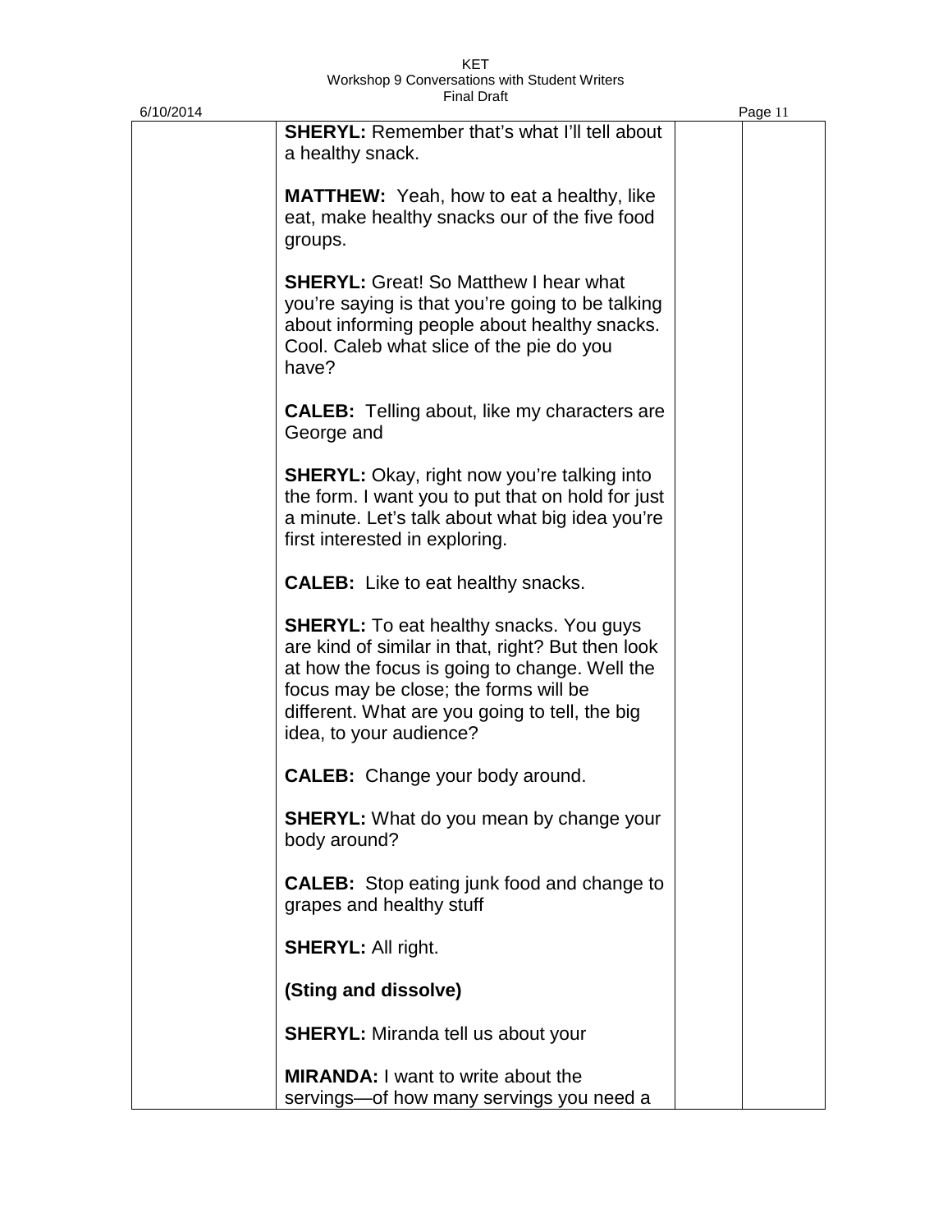**SHERYL:** Remember that's what I'll tell about a healthy snack.

**MATTHEW:** Yeah, how to eat a healthy, like eat, make healthy snacks our of the five food groups.

**SHERYL:** Great! So Matthew I hear what you're saying is that you're going to be talking about informing people about healthy snacks. Cool. Caleb what slice of the pie do you have?

**CALEB:** Telling about, like my characters are George and

**SHERYL:** Okay, right now you're talking into the form. I want you to put that on hold for just a minute. Let's talk about what big idea you're first interested in exploring.

**CALEB:** Like to eat healthy snacks.

**SHERYL:** To eat healthy snacks. You guys are kind of similar in that, right? But then look at how the focus is going to change. Well the focus may be close; the forms will be different. What are you going to tell, the big idea, to your audience?

**CALEB:** Change your body around.

**SHERYL:** What do you mean by change your body around?

**CALEB:** Stop eating junk food and change to grapes and healthy stuff

**SHERYL:** All right.

**(Sting and dissolve)**

**SHERYL:** Miranda tell us about your

**MIRANDA:** I want to write about the servings—of how many servings you need a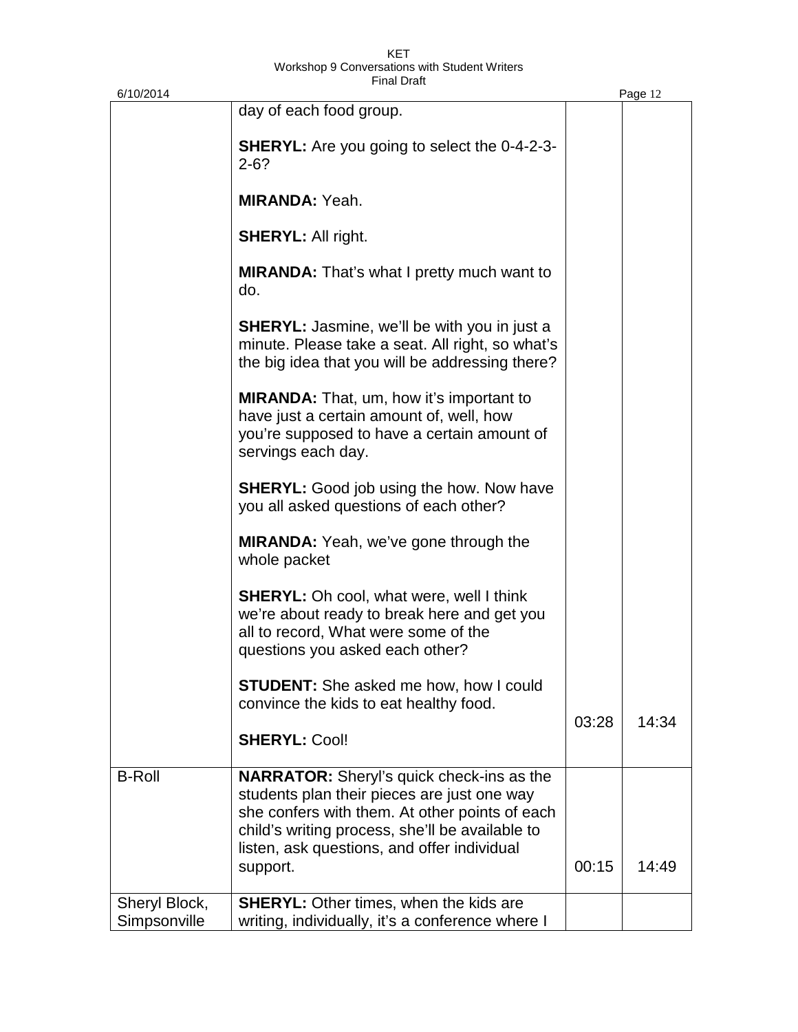| | | | |
|---|---|---|---|
| | day of each food group.<br><br>**SHERYL:** Are you going to select the 0-4-2-3-2-6?<br><br>**MIRANDA:** Yeah.<br><br>**SHERYL:** All right.<br><br>**MIRANDA:** That's what I pretty much want to do.<br><br>**SHERYL:** Jasmine, we'll be with you in just a minute. Please take a seat. All right, so what's the big idea that you will be addressing there?<br><br>**MIRANDA:** That, um, how it's important to have just a certain amount of, well, how you're supposed to have a certain amount of servings each day.<br><br>**SHERYL:** Good job using the how. Now have you all asked questions of each other?<br><br>**MIRANDA:** Yeah, we've gone through the whole packet<br><br>**SHERYL:** Oh cool, what were, well I think we're about ready to break here and get you all to record, What were some of the questions you asked each other?<br><br>**STUDENT:** She asked me how, how I could convince the kids to eat healthy food.<br><br>**SHERYL:** Cool! | 03:28 | 14:34 |
| B-Roll | **NARRATOR:** Sheryl's quick check-ins as the students plan their pieces are just one way she confers with them. At other points of each child's writing process, she'll be available to listen, ask questions, and offer individual support. | 00:15 | 14:49 |
| Sheryl Block, Simpsonville | **SHERYL:** Other times, when the kids are writing, individually, it's a conference where I | | |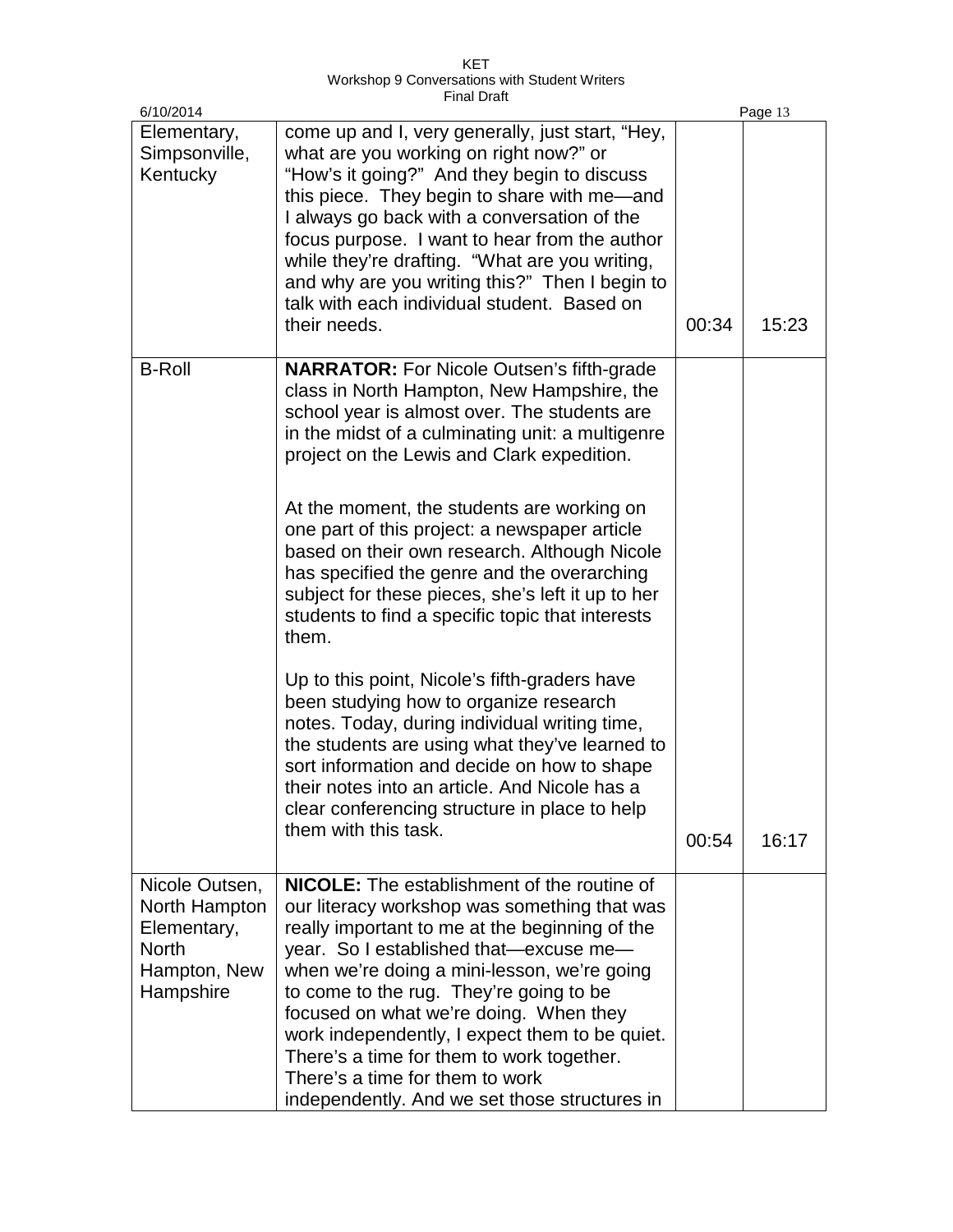| | | | |
|---|---|---|---|
| Elementary, Simpsonville, Kentucky | come up and I, very generally, just start, "Hey, what are you working on right now?" or "How's it going?" And they begin to discuss this piece. They begin to share with me—and I always go back with a conversation of the focus purpose. I want to hear from the author while they're drafting. "What are you writing, and why are you writing this?" Then I begin to talk with each individual student. Based on their needs. | 00:34 | 15:23 |
| B-Roll | **NARRATOR:** For Nicole Outsen's fifth-grade class in North Hampton, New Hampshire, the school year is almost over. The students are in the midst of a culminating unit: a multigenre project on the Lewis and Clark expedition.<br><br>At the moment, the students are working on one part of this project: a newspaper article based on their own research. Although Nicole has specified the genre and the overarching subject for these pieces, she's left it up to her students to find a specific topic that interests them.<br><br>Up to this point, Nicole's fifth-graders have been studying how to organize research notes. Today, during individual writing time, the students are using what they've learned to sort information and decide on how to shape their notes into an article. And Nicole has a clear conferencing structure in place to help them with this task. | 00:54 | 16:17 |
| Nicole Outsen, North Hampton Elementary, North Hampton, New Hampshire | **NICOLE:** The establishment of the routine of our literacy workshop was something that was really important to me at the beginning of the year. So I established that—excuse me—when we're doing a mini-lesson, we're going to come to the rug. They're going to be focused on what we're doing. When they work independently, I expect them to be quiet. There's a time for them to work together. There's a time for them to work independently. And we set those structures in | | |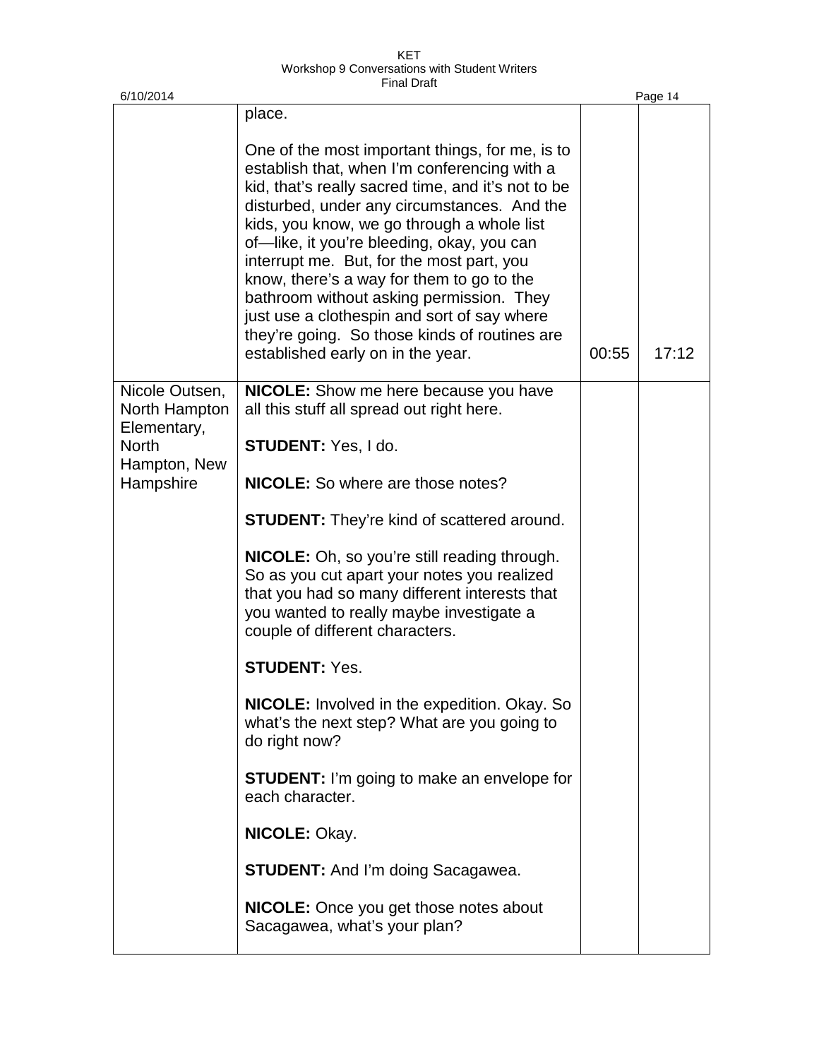| | | | |
|---|---|---|---|
| | place.<br><br>One of the most important things, for me, is to establish that, when I'm conferencing with a kid, that's really sacred time, and it's not to be disturbed, under any circumstances. And the kids, you know, we go through a whole list of—like, it you're bleeding, okay, you can interrupt me. But, for the most part, you know, there's a way for them to go to the bathroom without asking permission. They just use a clothespin and sort of say where they're going. So those kinds of routines are established early on in the year. | 00:55 | 17:12 |
| Nicole Outsen, North Hampton Elementary, North Hampton, New Hampshire | **NICOLE:** Show me here because you have all this stuff all spread out right here.<br><br>**STUDENT:** Yes, I do.<br><br>**NICOLE:** So where are those notes?<br><br>**STUDENT:** They're kind of scattered around.<br><br>**NICOLE:** Oh, so you're still reading through. So as you cut apart your notes you realized that you had so many different interests that you wanted to really maybe investigate a couple of different characters.<br><br>**STUDENT:** Yes.<br><br>**NICOLE:** Involved in the expedition. Okay. So what's the next step? What are you going to do right now?<br><br>**STUDENT:** I'm going to make an envelope for each character.<br><br>**NICOLE:** Okay.<br><br>**STUDENT:** And I'm doing Sacagawea.<br><br>**NICOLE:** Once you get those notes about Sacagawea, what's your plan? | | |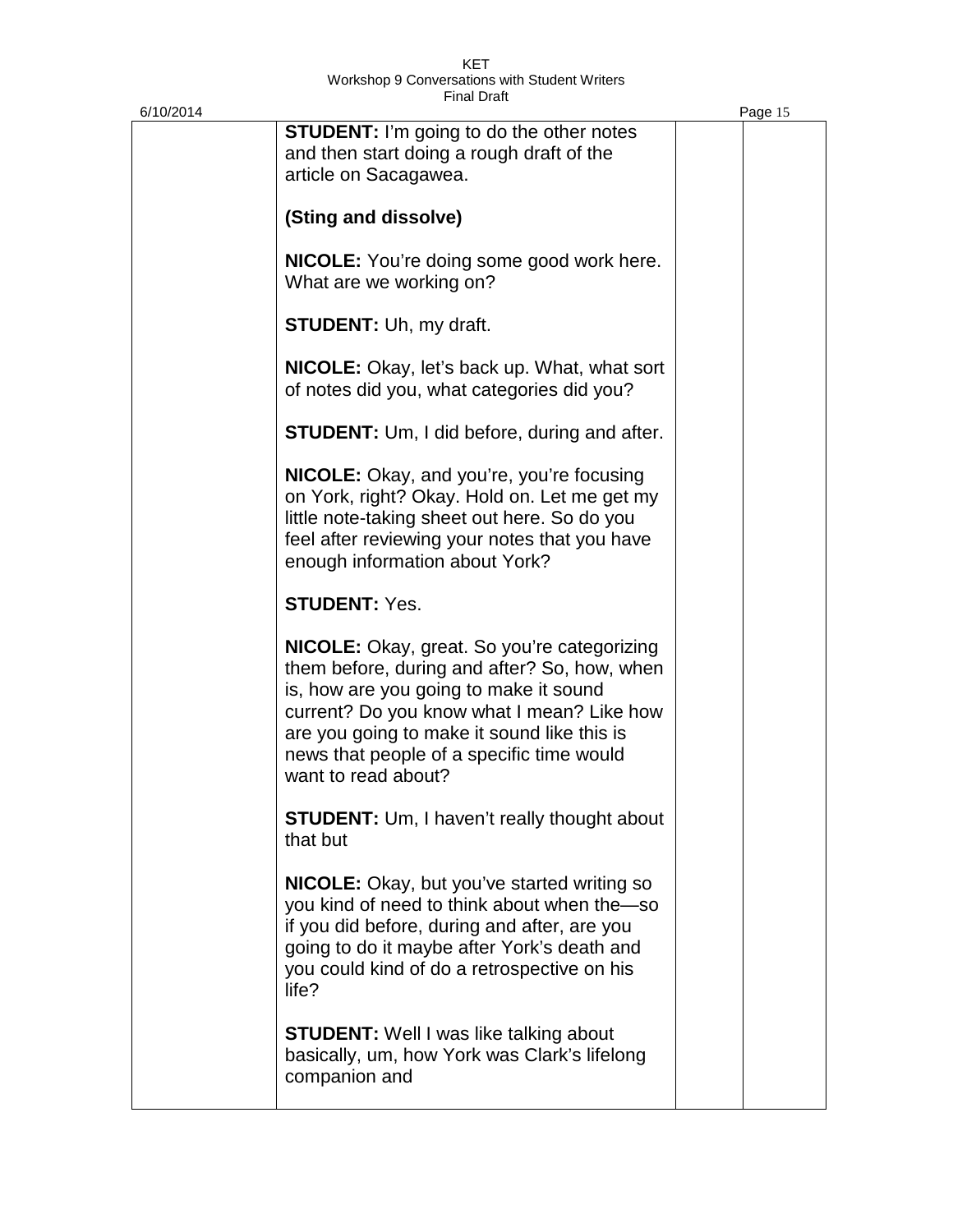**STUDENT:** I'm going to do the other notes and then start doing a rough draft of the article on Sacagawea.

**(Sting and dissolve)**

**NICOLE:** You're doing some good work here. What are we working on?

**STUDENT:** Uh, my draft.

**NICOLE:** Okay, let's back up. What, what sort of notes did you, what categories did you?

**STUDENT:** Um, I did before, during and after.

**NICOLE:** Okay, and you're, you're focusing on York, right? Okay. Hold on. Let me get my little note-taking sheet out here. So do you feel after reviewing your notes that you have enough information about York?

**STUDENT:** Yes.

**NICOLE:** Okay, great. So you're categorizing them before, during and after? So, how, when is, how are you going to make it sound current? Do you know what I mean? Like how are you going to make it sound like this is news that people of a specific time would want to read about?

**STUDENT:** Um, I haven't really thought about that but

**NICOLE:** Okay, but you've started writing so you kind of need to think about when the—so if you did before, during and after, are you going to do it maybe after York's death and you could kind of do a retrospective on his life?

**STUDENT:** Well I was like talking about basically, um, how York was Clark's lifelong companion and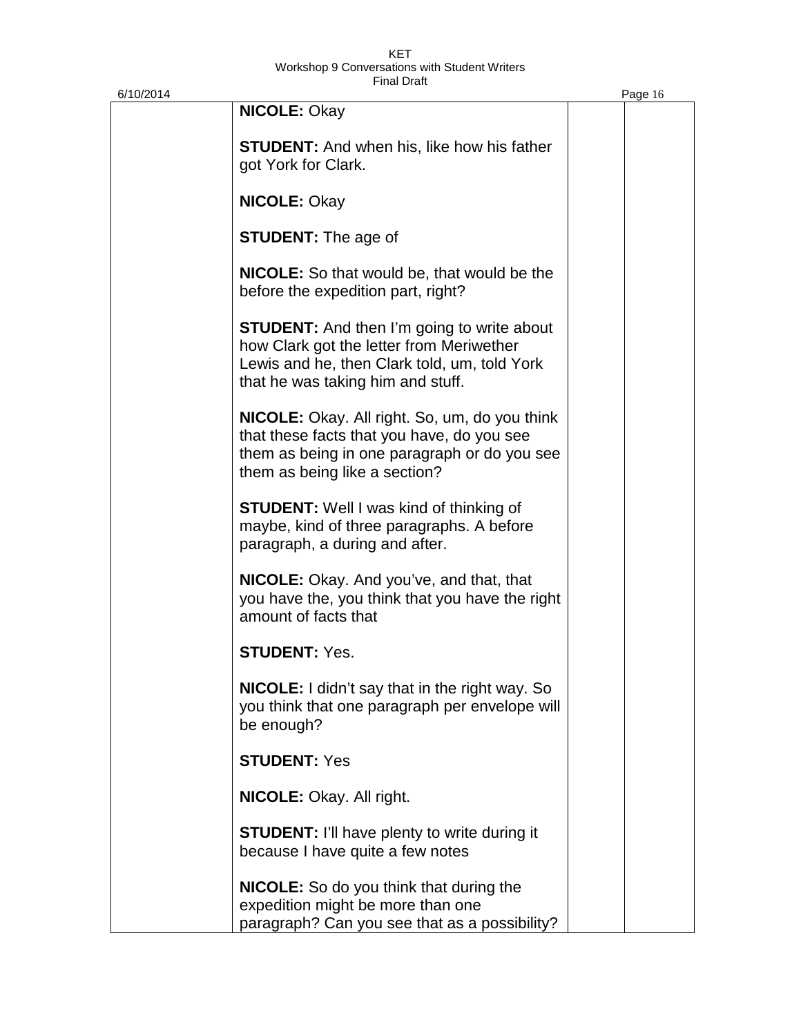**NICOLE:** Okay

**STUDENT:** And when his, like how his father got York for Clark.

**NICOLE:** Okay

**STUDENT:** The age of

**NICOLE:** So that would be, that would be the before the expedition part, right?

**STUDENT:** And then I'm going to write about how Clark got the letter from Meriwether Lewis and he, then Clark told, um, told York that he was taking him and stuff.

**NICOLE:** Okay. All right. So, um, do you think that these facts that you have, do you see them as being in one paragraph or do you see them as being like a section?

**STUDENT:** Well I was kind of thinking of maybe, kind of three paragraphs. A before paragraph, a during and after.

**NICOLE:** Okay. And you've, and that, that you have the, you think that you have the right amount of facts that

**STUDENT:** Yes.

**NICOLE:** I didn't say that in the right way. So you think that one paragraph per envelope will be enough?

**STUDENT:** Yes

**NICOLE:** Okay. All right.

**STUDENT:** I'll have plenty to write during it because I have quite a few notes

**NICOLE:** So do you think that during the expedition might be more than one paragraph? Can you see that as a possibility?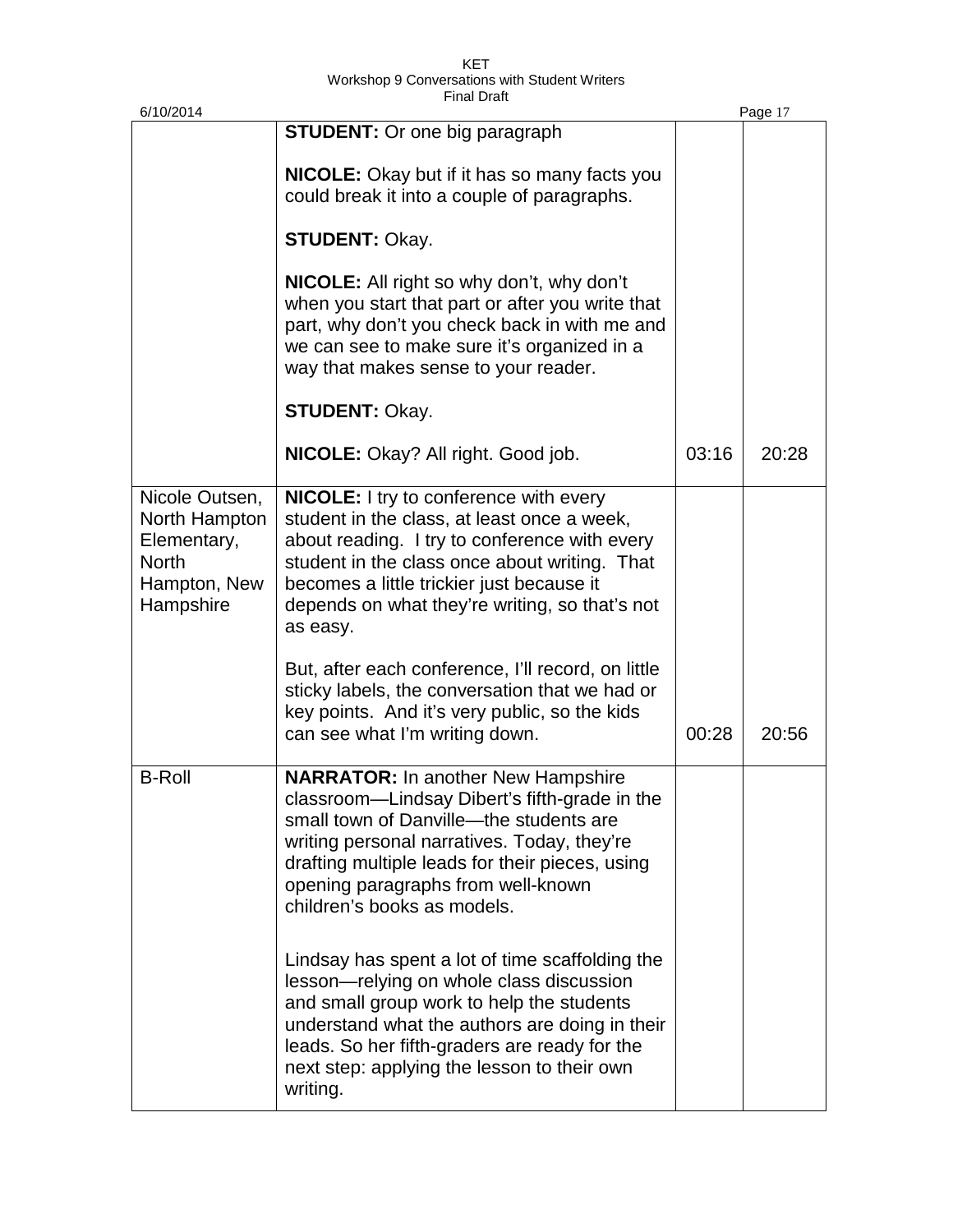| | | | |
|---|---|---|---|
| | **STUDENT:** Or one big paragraph<br><br>**NICOLE:** Okay but if it has so many facts you could break it into a couple of paragraphs.<br><br>**STUDENT:** Okay.<br><br>**NICOLE:** All right so why don't, why don't when you start that part or after you write that part, why don't you check back in with me and we can see to make sure it's organized in a way that makes sense to your reader.<br><br>**STUDENT:** Okay.<br><br>**NICOLE:** Okay? All right. Good job. | 03:16 | 20:28 |
| Nicole Outsen, North Hampton Elementary, North Hampton, New Hampshire | **NICOLE:** I try to conference with every student in the class, at least once a week, about reading. I try to conference with every student in the class once about writing. That becomes a little trickier just because it depends on what they're writing, so that's not as easy.<br><br>But, after each conference, I'll record, on little sticky labels, the conversation that we had or key points. And it's very public, so the kids can see what I'm writing down. | 00:28 | 20:56 |
| B-Roll | **NARRATOR:** In another New Hampshire classroom—Lindsay Dibert's fifth-grade in the small town of Danville—the students are writing personal narratives. Today, they're drafting multiple leads for their pieces, using opening paragraphs from well-known children's books as models.<br><br>Lindsay has spent a lot of time scaffolding the lesson—relying on whole class discussion and small group work to help the students understand what the authors are doing in their leads. So her fifth-graders are ready for the next step: applying the lesson to their own writing. | | |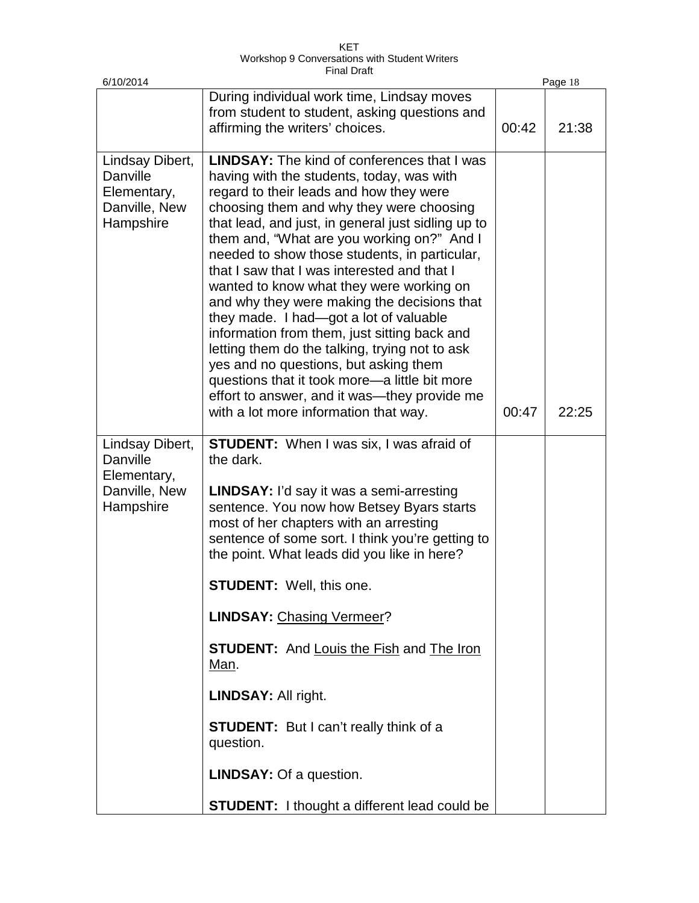| | | | |
|---|---|---|---|
| | During individual work time, Lindsay moves from student to student, asking questions and affirming the writers' choices. | 00:42 | 21:38 |
| Lindsay Dibert, Danville Elementary, Danville, New Hampshire | **LINDSAY:** The kind of conferences that I was having with the students, today, was with regard to their leads and how they were choosing them and why they were choosing that lead, and just, in general just sidling up to them and, "What are you working on?" And I needed to show those students, in particular, that I saw that I was interested and that I wanted to know what they were working on and why they were making the decisions that they made. I had—got a lot of valuable information from them, just sitting back and letting them do the talking, trying not to ask yes and no questions, but asking them questions that it took more—a little bit more effort to answer, and it was—they provide me with a lot more information that way. | 00:47 | 22:25 |
| Lindsay Dibert, Danville Elementary, Danville, New Hampshire | **STUDENT:** When I was six, I was afraid of the dark.<br><br>**LINDSAY:** I'd say it was a semi-arresting sentence. You now how Betsey Byars starts most of her chapters with an arresting sentence of some sort. I think you're getting to the point. What leads did you like in here?<br><br>**STUDENT:** Well, this one.<br><br>**LINDSAY:** <u>Chasing Vermeer</u>?<br><br>**STUDENT:** And <u>Louis the Fish</u> and <u>The Iron Man</u>.<br><br>**LINDSAY:** All right.<br><br>**STUDENT:** But I can't really think of a question.<br><br>**LINDSAY:** Of a question.<br><br>**STUDENT:** I thought a different lead could be | | |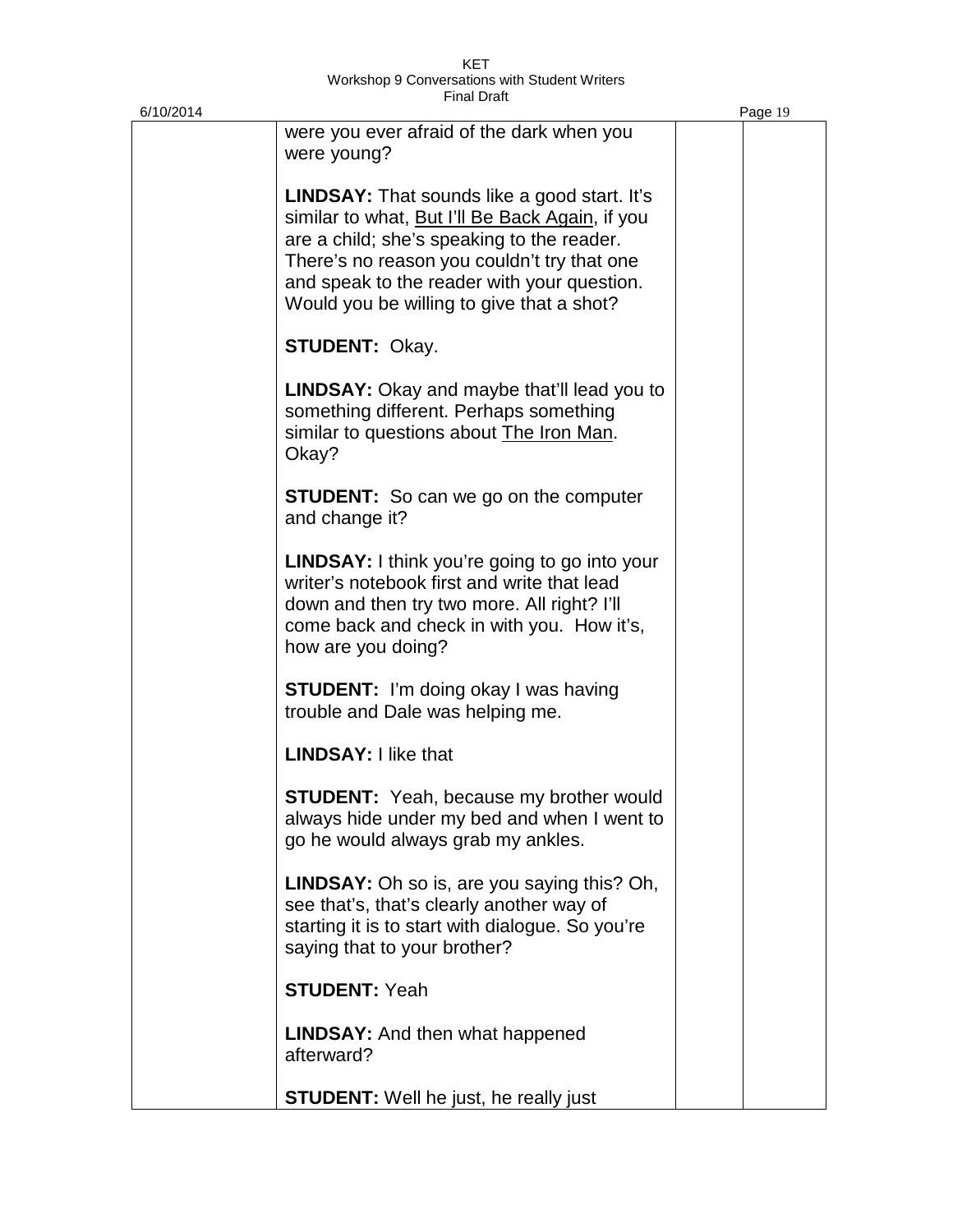were you ever afraid of the dark when you were young?

**LINDSAY:** That sounds like a good start. It's similar to what, But I'll Be Back Again, if you are a child; she's speaking to the reader. There's no reason you couldn't try that one and speak to the reader with your question. Would you be willing to give that a shot?

**STUDENT:** Okay.

**LINDSAY:** Okay and maybe that'll lead you to something different. Perhaps something similar to questions about The Iron Man. Okay?

**STUDENT:** So can we go on the computer and change it?

**LINDSAY:** I think you're going to go into your writer's notebook first and write that lead down and then try two more. All right? I'll come back and check in with you. How it's, how are you doing?

**STUDENT:** I'm doing okay I was having trouble and Dale was helping me.

**LINDSAY:** I like that

**STUDENT:** Yeah, because my brother would always hide under my bed and when I went to go he would always grab my ankles.

**LINDSAY:** Oh so is, are you saying this? Oh, see that's, that's clearly another way of starting it is to start with dialogue. So you're saying that to your brother?

**STUDENT:** Yeah

**LINDSAY:** And then what happened afterward?

**STUDENT:** Well he just, he really just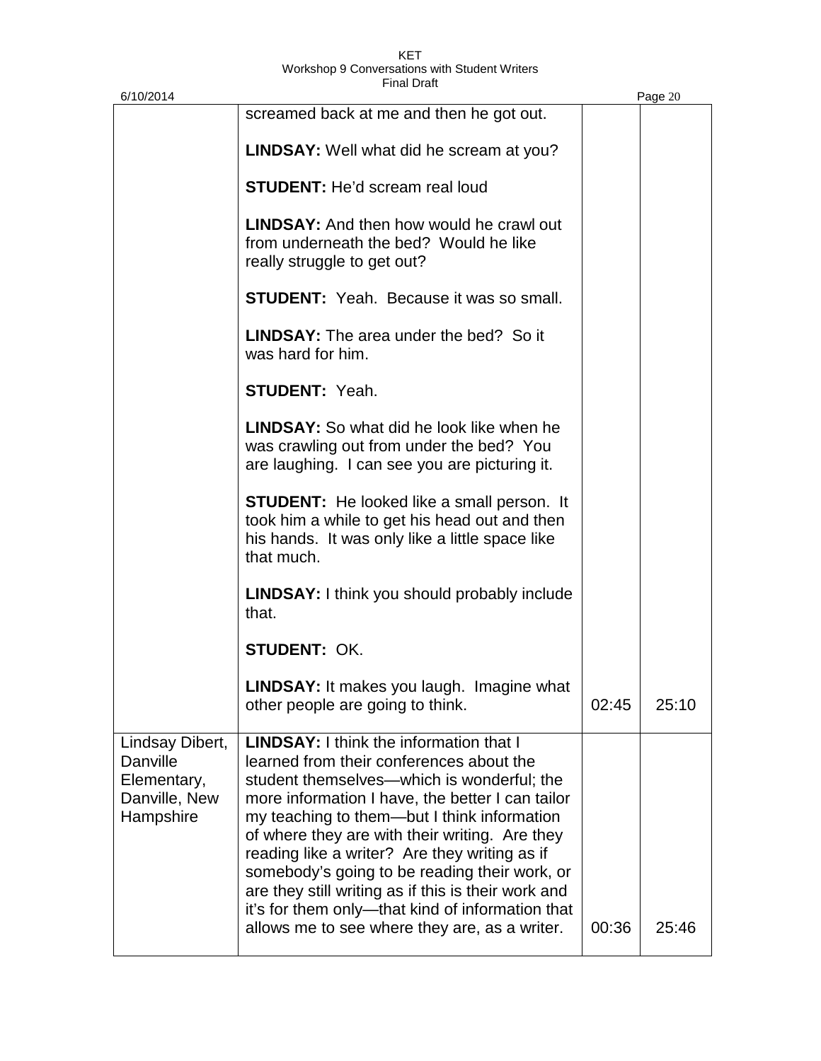| | | | |
|---|---|---|---|
| | screamed back at me and then he got out.<br><br>**LINDSAY:** Well what did he scream at you?<br><br>**STUDENT:** He'd scream real loud<br><br>**LINDSAY:** And then how would he crawl out from underneath the bed? Would he like really struggle to get out?<br><br>**STUDENT:** Yeah. Because it was so small.<br><br>**LINDSAY:** The area under the bed? So it was hard for him.<br><br>**STUDENT:** Yeah.<br><br>**LINDSAY:** So what did he look like when he was crawling out from under the bed? You are laughing. I can see you are picturing it.<br><br>**STUDENT:** He looked like a small person. It took him a while to get his head out and then his hands. It was only like a little space like that much.<br><br>**LINDSAY:** I think you should probably include that.<br><br>**STUDENT:** OK.<br><br>**LINDSAY:** It makes you laugh. Imagine what other people are going to think. | 02:45 | 25:10 |
| Lindsay Dibert, Danville Elementary, Danville, New Hampshire | **LINDSAY:** I think the information that I learned from their conferences about the student themselves—which is wonderful; the more information I have, the better I can tailor my teaching to them—but I think information of where they are with their writing. Are they reading like a writer? Are they writing as if somebody's going to be reading their work, or are they still writing as if this is their work and it's for them only—that kind of information that allows me to see where they are, as a writer. | 00:36 | 25:46 |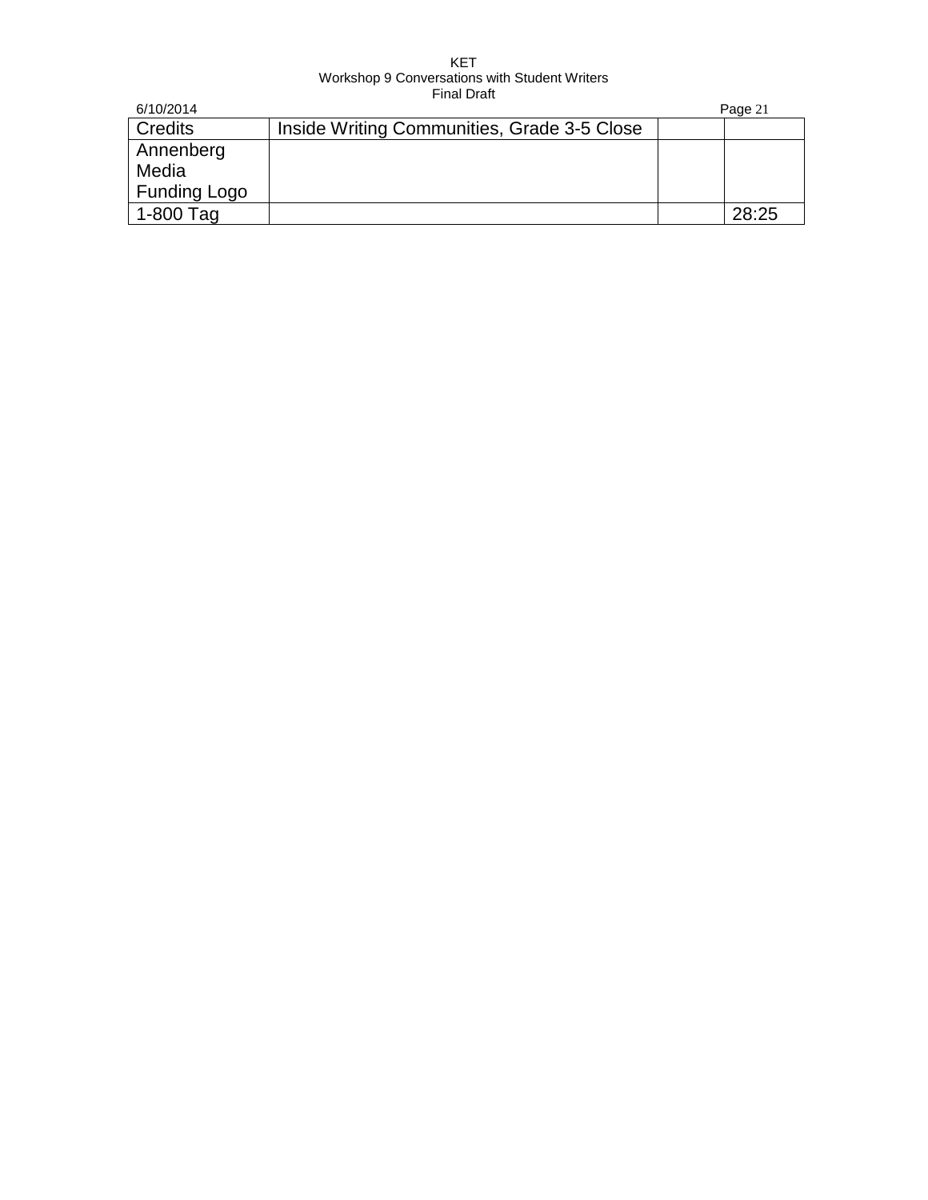| | | | |
|---|---|---|---|
| Credits | Inside Writing Communities, Grade 3-5 Close | | |
| Annenberg Media Funding Logo | | | |
| 1-800 Tag | | | 28:25 |